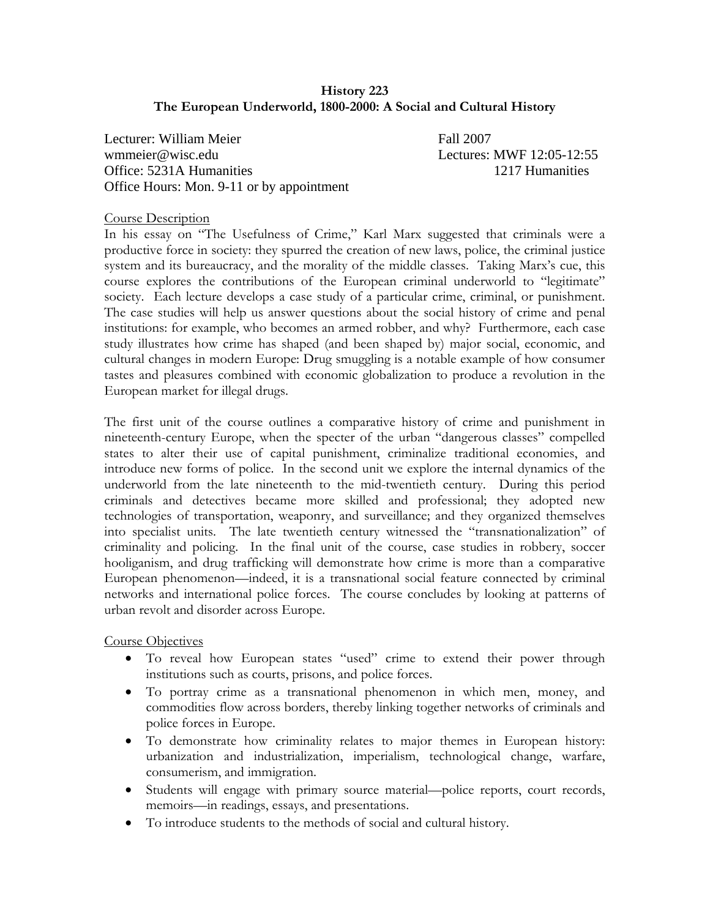**History 223**
**The European Underworld, 1800-2000: A Social and Cultural History**

Lecturer: William Meier
wmmeier@wisc.edu
Office: 5231A Humanities
Office Hours: Mon. 9-11 or by appointment

Fall 2007
Lectures: MWF 12:05-12:55
1217 Humanities

## Course Description

In his essay on "The Usefulness of Crime," Karl Marx suggested that criminals were a productive force in society: they spurred the creation of new laws, police, the criminal justice system and its bureaucracy, and the morality of the middle classes. Taking Marx's cue, this course explores the contributions of the European criminal underworld to "legitimate" society. Each lecture develops a case study of a particular crime, criminal, or punishment. The case studies will help us answer questions about the social history of crime and penal institutions: for example, who becomes an armed robber, and why? Furthermore, each case study illustrates how crime has shaped (and been shaped by) major social, economic, and cultural changes in modern Europe: Drug smuggling is a notable example of how consumer tastes and pleasures combined with economic globalization to produce a revolution in the European market for illegal drugs.

The first unit of the course outlines a comparative history of crime and punishment in nineteenth-century Europe, when the specter of the urban "dangerous classes" compelled states to alter their use of capital punishment, criminalize traditional economies, and introduce new forms of police. In the second unit we explore the internal dynamics of the underworld from the late nineteenth to the mid-twentieth century. During this period criminals and detectives became more skilled and professional; they adopted new technologies of transportation, weaponry, and surveillance; and they organized themselves into specialist units. The late twentieth century witnessed the "transnationalization" of criminality and policing. In the final unit of the course, case studies in robbery, soccer hooliganism, and drug trafficking will demonstrate how crime is more than a comparative European phenomenon—indeed, it is a transnational social feature connected by criminal networks and international police forces. The course concludes by looking at patterns of urban revolt and disorder across Europe.

## Course Objectives

- To reveal how European states "used" crime to extend their power through institutions such as courts, prisons, and police forces.
- To portray crime as a transnational phenomenon in which men, money, and commodities flow across borders, thereby linking together networks of criminals and police forces in Europe.
- To demonstrate how criminality relates to major themes in European history: urbanization and industrialization, imperialism, technological change, warfare, consumerism, and immigration.
- Students will engage with primary source material—police reports, court records, memoirs—in readings, essays, and presentations.
- To introduce students to the methods of social and cultural history.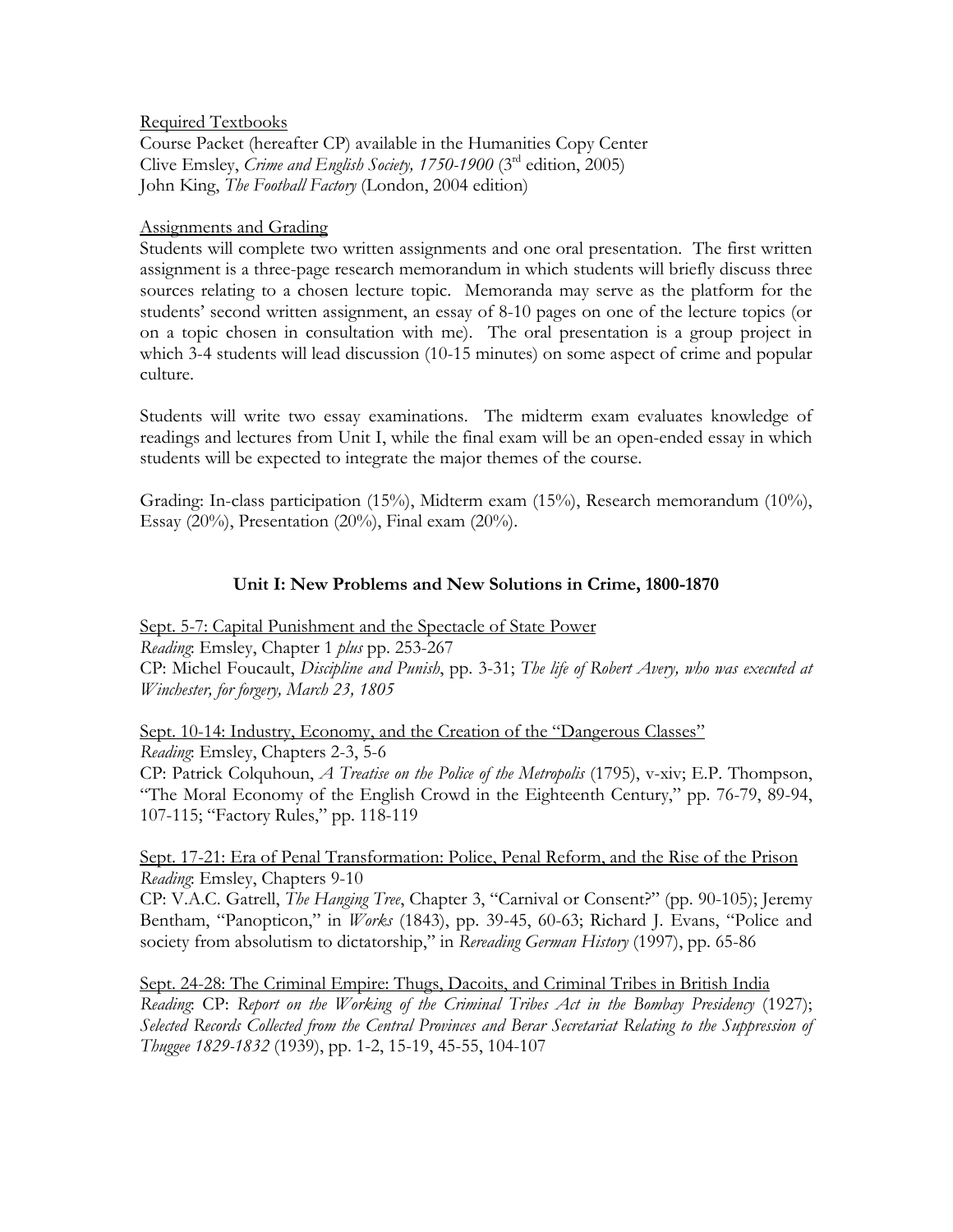Required Textbooks

Course Packet (hereafter CP) available in the Humanities Copy Center
Clive Emsley, *Crime and English Society, 1750-1900* (3rd edition, 2005)
John King, *The Football Factory* (London, 2004 edition)

Assignments and Grading

Students will complete two written assignments and one oral presentation. The first written assignment is a three-page research memorandum in which students will briefly discuss three sources relating to a chosen lecture topic. Memoranda may serve as the platform for the students' second written assignment, an essay of 8-10 pages on one of the lecture topics (or on a topic chosen in consultation with me). The oral presentation is a group project in which 3-4 students will lead discussion (10-15 minutes) on some aspect of crime and popular culture.

Students will write two essay examinations. The midterm exam evaluates knowledge of readings and lectures from Unit I, while the final exam will be an open-ended essay in which students will be expected to integrate the major themes of the course.

Grading: In-class participation (15%), Midterm exam (15%), Research memorandum (10%), Essay (20%), Presentation (20%), Final exam (20%).

## Unit I: New Problems and New Solutions in Crime, 1800-1870

Sept. 5-7: Capital Punishment and the Spectacle of State Power
*Reading*: Emsley, Chapter 1 *plus* pp. 253-267
CP: Michel Foucault, *Discipline and Punish*, pp. 3-31; *The life of Robert Avery, who was executed at Winchester, for forgery, March 23, 1805*

Sept. 10-14: Industry, Economy, and the Creation of the "Dangerous Classes"
*Reading*: Emsley, Chapters 2-3, 5-6
CP: Patrick Colquhoun, *A Treatise on the Police of the Metropolis* (1795), v-xiv; E.P. Thompson, "The Moral Economy of the English Crowd in the Eighteenth Century," pp. 76-79, 89-94, 107-115; "Factory Rules," pp. 118-119

Sept. 17-21: Era of Penal Transformation: Police, Penal Reform, and the Rise of the Prison
*Reading*: Emsley, Chapters 9-10
CP: V.A.C. Gatrell, *The Hanging Tree*, Chapter 3, "Carnival or Consent?" (pp. 90-105); Jeremy Bentham, "Panopticon," in *Works* (1843), pp. 39-45, 60-63; Richard J. Evans, "Police and society from absolutism to dictatorship," in *Rereading German History* (1997), pp. 65-86

Sept. 24-28: The Criminal Empire: Thugs, Dacoits, and Criminal Tribes in British India
*Reading*: CP: *Report on the Working of the Criminal Tribes Act in the Bombay Presidency* (1927); *Selected Records Collected from the Central Provinces and Berar Secretariat Relating to the Suppression of Thuggee 1829-1832* (1939), pp. 1-2, 15-19, 45-55, 104-107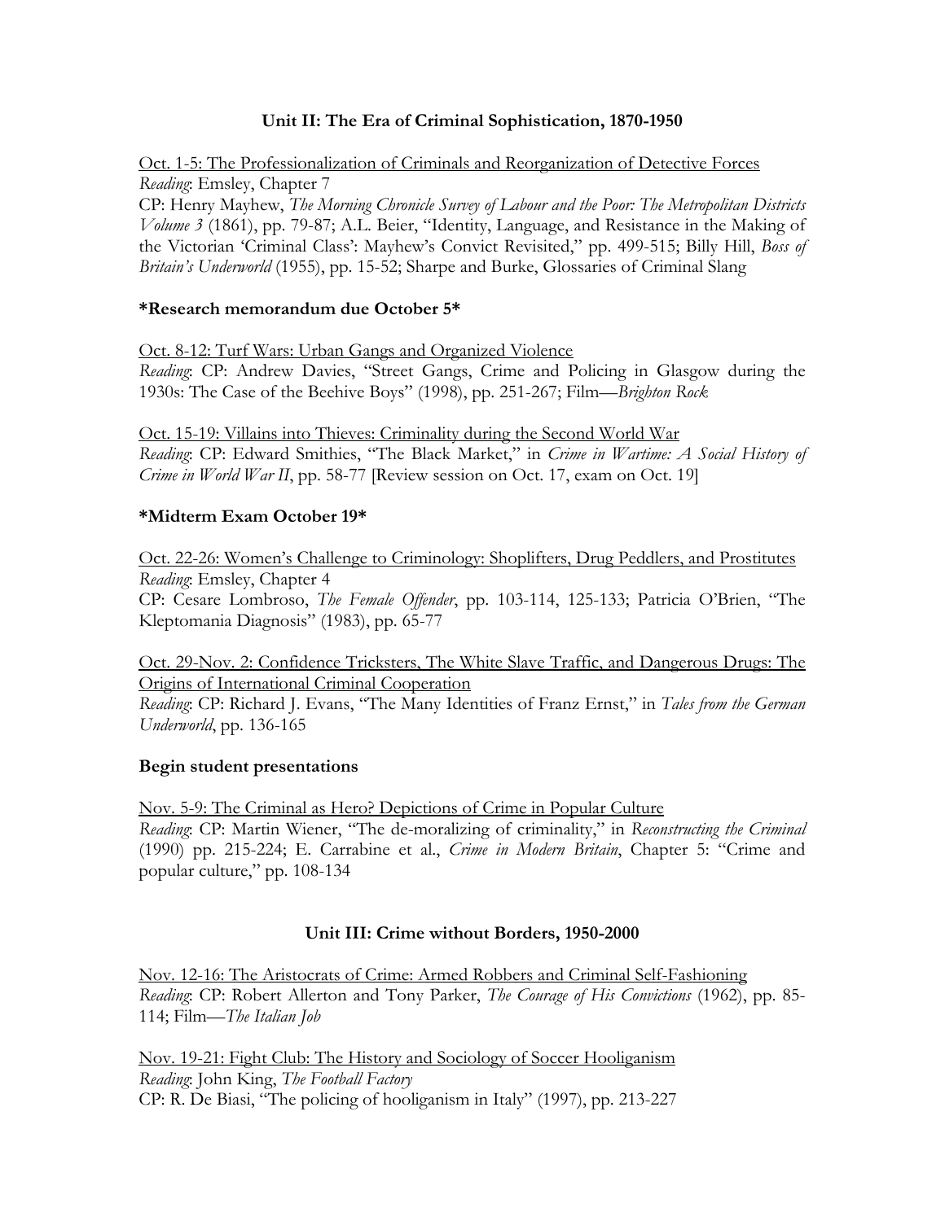## Unit II: The Era of Criminal Sophistication, 1870-1950

Oct. 1-5: The Professionalization of Criminals and Reorganization of Detective Forces
*Reading*: Emsley, Chapter 7
CP: Henry Mayhew, *The Morning Chronicle Survey of Labour and the Poor: The Metropolitan Districts Volume 3* (1861), pp. 79-87; A.L. Beier, "Identity, Language, and Resistance in the Making of the Victorian 'Criminal Class': Mayhew's Convict Revisited," pp. 499-515; Billy Hill, *Boss of Britain's Underworld* (1955), pp. 15-52; Sharpe and Burke, Glossaries of Criminal Slang

**\*Research memorandum due October 5\***

Oct. 8-12: Turf Wars: Urban Gangs and Organized Violence
*Reading*: CP: Andrew Davies, "Street Gangs, Crime and Policing in Glasgow during the 1930s: The Case of the Beehive Boys" (1998), pp. 251-267; Film—*Brighton Rock*

Oct. 15-19: Villains into Thieves: Criminality during the Second World War
*Reading*: CP: Edward Smithies, "The Black Market," in *Crime in Wartime: A Social History of Crime in World War II*, pp. 58-77 [Review session on Oct. 17, exam on Oct. 19]

**\*Midterm Exam October 19\***

Oct. 22-26: Women's Challenge to Criminology: Shoplifters, Drug Peddlers, and Prostitutes
*Reading*: Emsley, Chapter 4
CP: Cesare Lombroso, *The Female Offender*, pp. 103-114, 125-133; Patricia O'Brien, "The Kleptomania Diagnosis" (1983), pp. 65-77

Oct. 29-Nov. 2: Confidence Tricksters, The White Slave Traffic, and Dangerous Drugs: The Origins of International Criminal Cooperation
*Reading*: CP: Richard J. Evans, "The Many Identities of Franz Ernst," in *Tales from the German Underworld*, pp. 136-165

**Begin student presentations**

Nov. 5-9: The Criminal as Hero? Depictions of Crime in Popular Culture
*Reading*: CP: Martin Wiener, "The de-moralizing of criminality," in *Reconstructing the Criminal* (1990) pp. 215-224; E. Carrabine et al., *Crime in Modern Britain*, Chapter 5: "Crime and popular culture," pp. 108-134

## Unit III: Crime without Borders, 1950-2000

Nov. 12-16: The Aristocrats of Crime: Armed Robbers and Criminal Self-Fashioning
*Reading*: CP: Robert Allerton and Tony Parker, *The Courage of His Convictions* (1962), pp. 85-114; Film—*The Italian Job*

Nov. 19-21: Fight Club: The History and Sociology of Soccer Hooliganism
*Reading*: John King, *The Football Factory*
CP: R. De Biasi, "The policing of hooliganism in Italy" (1997), pp. 213-227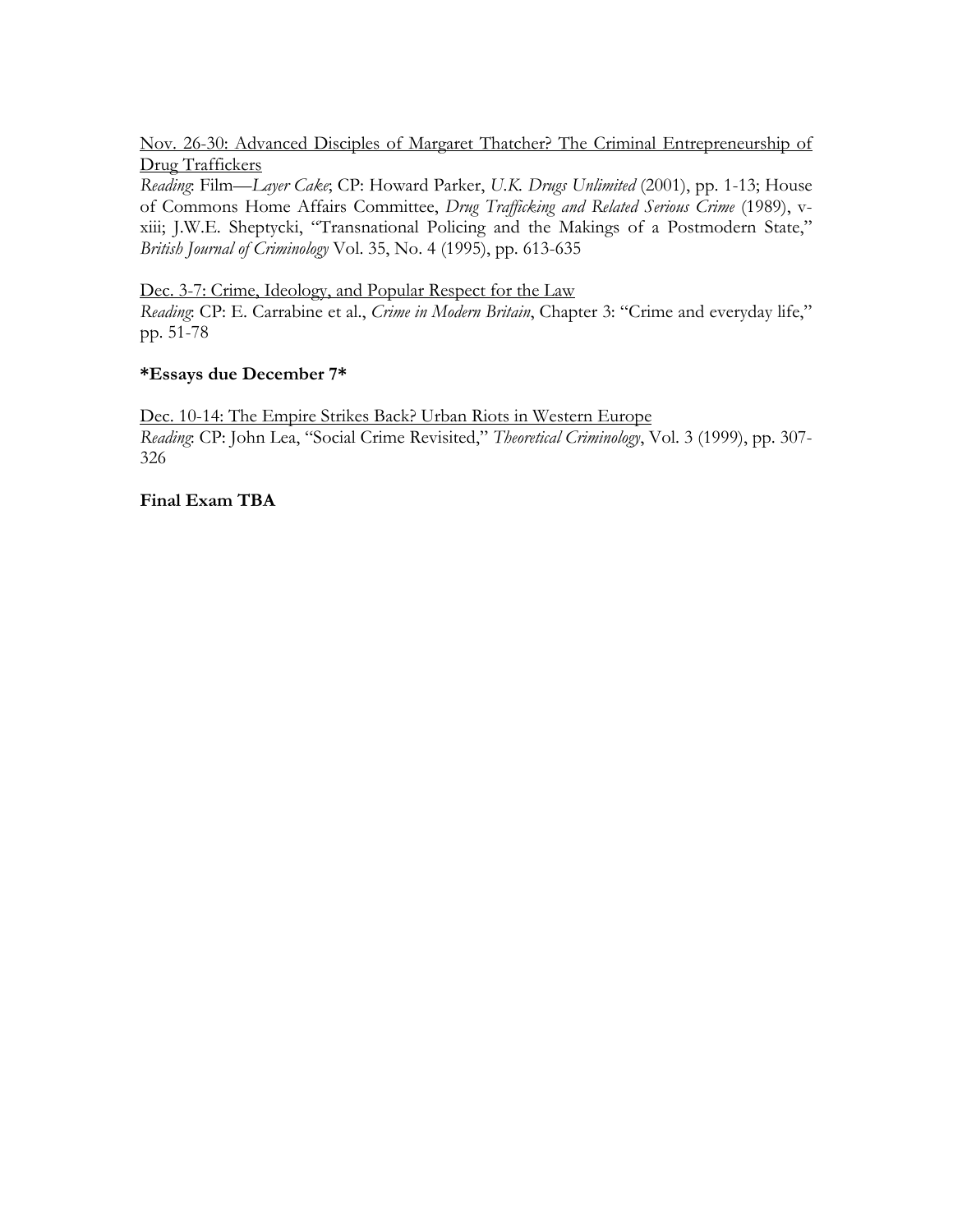Nov. 26-30: Advanced Disciples of Margaret Thatcher? The Criminal Entrepreneurship of Drug Traffickers

*Reading*: Film—*Layer Cake*; CP: Howard Parker, *U.K. Drugs Unlimited* (2001), pp. 1-13; House of Commons Home Affairs Committee, *Drug Trafficking and Related Serious Crime* (1989), v-xiii; J.W.E. Sheptycki, "Transnational Policing and the Makings of a Postmodern State," *British Journal of Criminology* Vol. 35, No. 4 (1995), pp. 613-635

Dec. 3-7: Crime, Ideology, and Popular Respect for the Law

*Reading*: CP: E. Carrabine et al., *Crime in Modern Britain*, Chapter 3: "Crime and everyday life," pp. 51-78

**\*Essays due December 7\***

Dec. 10-14: The Empire Strikes Back? Urban Riots in Western Europe

*Reading*: CP: John Lea, "Social Crime Revisited," *Theoretical Criminology*, Vol. 3 (1999), pp. 307-326

**Final Exam TBA**